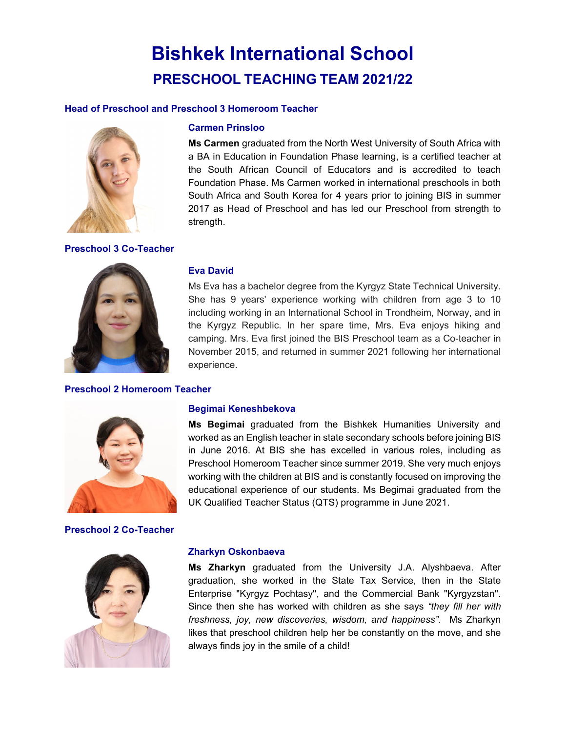# Bishkek International School

## PRESCHOOL TEACHING TEAM 2021/22

### Head of Preschool and Preschool 3 Homeroom Teacher

#### Carmen Prinsloo

**Ms Carmen** graduated from the North West University of South Africa with a BA in Education in Foundation Phase learning, is a certified teacher at the South African Council of Educators and is accredited to teach Foundation Phase. Ms Carmen worked in international preschools in both South Africa and South Korea for 4 years prior to joining BIS in summer 2017 as Head of Preschool and has led our Preschool from strength to strength.

### Preschool 3 Co-Teacher

#### Eva David

Ms Eva has a bachelor degree from the Kyrgyz State Technical University. She has 9 years' experience working with children from age 3 to 10 including working in an International School in Trondheim, Norway, and in the Kyrgyz Republic. In her spare time, Mrs. Eva enjoys hiking and camping. Mrs. Eva first joined the BIS Preschool team as a Co-teacher in November 2015, and returned in summer 2021 following her international experience.

### Preschool 2 Homeroom Teacher

#### Begimai Keneshbekova

**Ms Begimai** graduated from the Bishkek Humanities University and worked as an English teacher in state secondary schools before joining BIS in June 2016. At BIS she has excelled in various roles, including as Preschool Homeroom Teacher since summer 2019. She very much enjoys working with the children at BIS and is constantly focused on improving the educational experience of our students. Ms Begimai graduated from the UK Qualified Teacher Status (QTS) programme in June 2021.

### Preschool 2 Co-Teacher

#### Zharkyn Oskonbaeva

**Ms Zharkyn** graduated from the University J.A. Alyshbaeva. After graduation, she worked in the State Tax Service, then in the State Enterprise "Kyrgyz Pochtasy", and the Commercial Bank "Kyrgyzstan". Since then she has worked with children as she says *"they fill her with freshness, joy, new discoveries, wisdom, and happiness"*. Ms Zharkyn likes that preschool children help her be constantly on the move, and she always finds joy in the smile of a child!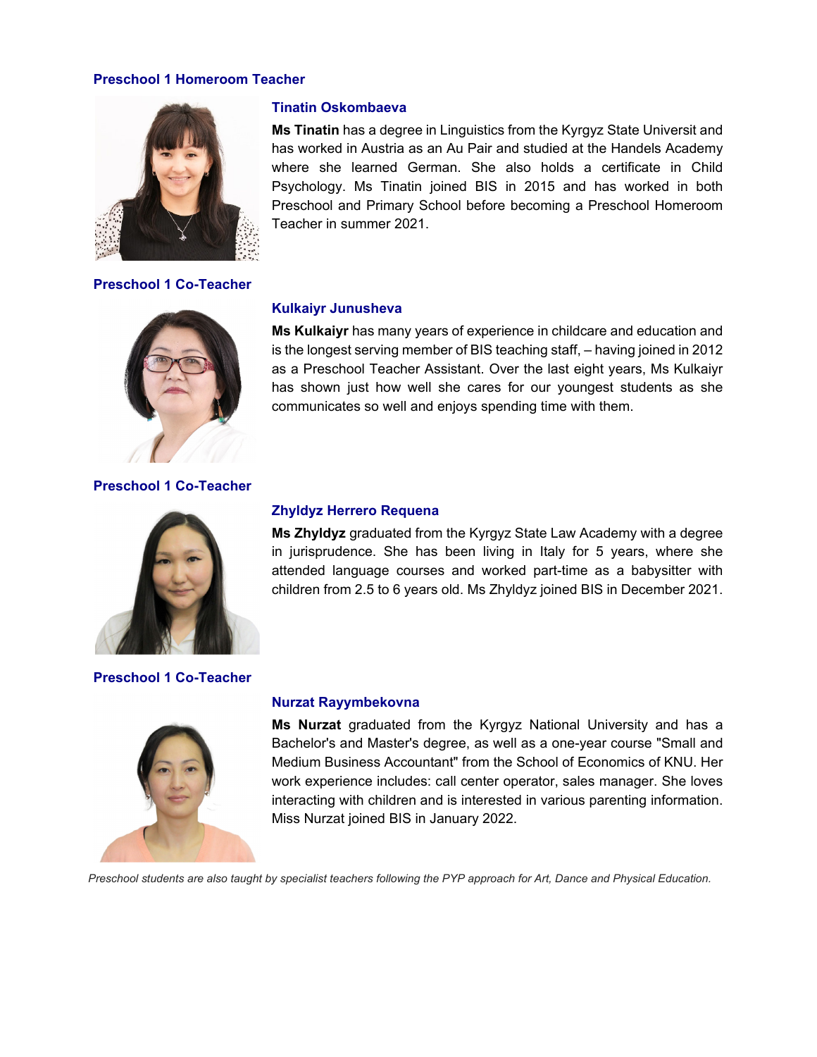### Preschool 1 Homeroom Teacher

#### Tinatin Oskombaeva

**Ms Tinatin** has a degree in Linguistics from the Kyrgyz State Universit and has worked in Austria as an Au Pair and studied at the Handels Academy where she learned German. She also holds a certificate in Child Psychology. Ms Tinatin joined BIS in 2015 and has worked in both Preschool and Primary School before becoming a Preschool Homeroom Teacher in summer 2021.

### Preschool 1 Co-Teacher

#### Kulkaiyr Junusheva

**Ms Kulkaiyr** has many years of experience in childcare and education and is the longest serving member of BIS teaching staff, – having joined in 2012 as a Preschool Teacher Assistant. Over the last eight years, Ms Kulkaiyr has shown just how well she cares for our youngest students as she communicates so well and enjoys spending time with them.

### Preschool 1 Co-Teacher

#### Zhyldyz Herrero Requena

**Ms Zhyldyz** graduated from the Kyrgyz State Law Academy with a degree in jurisprudence. She has been living in Italy for 5 years, where she attended language courses and worked part-time as a babysitter with children from 2.5 to 6 years old. Ms Zhyldyz joined BIS in December 2021.

### Preschool 1 Co-Teacher

#### Nurzat Rayymbekovna

**Ms Nurzat** graduated from the Kyrgyz National University and has a Bachelor's and Master's degree, as well as a one-year course "Small and Medium Business Accountant" from the School of Economics of KNU. Her work experience includes: call center operator, sales manager. She loves interacting with children and is interested in various parenting information. Miss Nurzat joined BIS in January 2022.

*Preschool students are also taught by specialist teachers following the PYP approach for Art, Dance and Physical Education.*